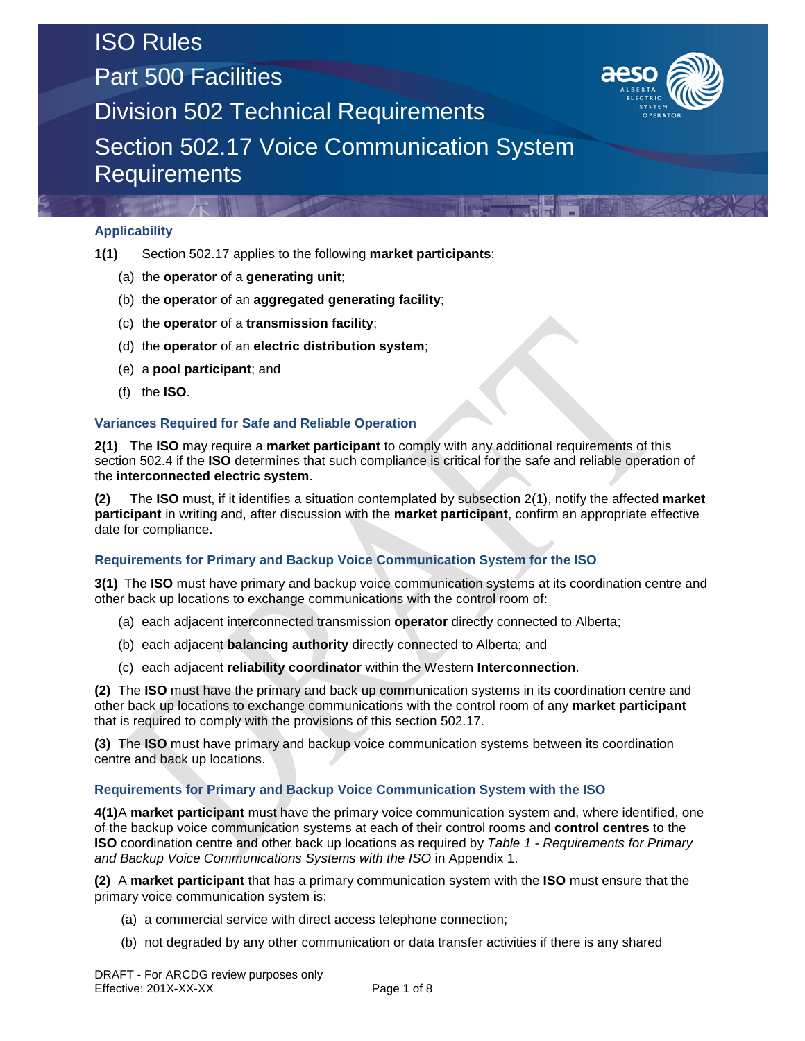# ISO Rules
# Part 500 Facilities
# Division 502 Technical Requirements
# Section 502.17 Voice Communication System Requirements

## Applicability

**1(1)** Section 502.17 applies to the following **market participants**:

(a) the **operator** of a **generating unit**;

(b) the **operator** of an **aggregated generating facility**;

(c) the **operator** of a **transmission facility**;

(d) the **operator** of an **electric distribution system**;

(e) a **pool participant**; and

(f) the **ISO**.

## Variances Required for Safe and Reliable Operation

**2(1)** The **ISO** may require a **market participant** to comply with any additional requirements of this section 502.4 if the **ISO** determines that such compliance is critical for the safe and reliable operation of the **interconnected electric system**.

**(2)** The **ISO** must, if it identifies a situation contemplated by subsection 2(1), notify the affected **market participant** in writing and, after discussion with the **market participant**, confirm an appropriate effective date for compliance.

## Requirements for Primary and Backup Voice Communication System for the ISO

**3(1)** The **ISO** must have primary and backup voice communication systems at its coordination centre and other back up locations to exchange communications with the control room of:

(a) each adjacent interconnected transmission **operator** directly connected to Alberta;

(b) each adjacent **balancing authority** directly connected to Alberta; and

(c) each adjacent **reliability coordinator** within the Western **Interconnection**.

**(2)** The **ISO** must have the primary and back up communication systems in its coordination centre and other back up locations to exchange communications with the control room of any **market participant** that is required to comply with the provisions of this section 502.17.

**(3)** The **ISO** must have primary and backup voice communication systems between its coordination centre and back up locations.

## Requirements for Primary and Backup Voice Communication System with the ISO

**4(1)** A **market participant** must have the primary voice communication system and, where identified, one of the backup voice communication systems at each of their control rooms and **control centres** to the **ISO** coordination centre and other back up locations as required by *Table 1 - Requirements for Primary and Backup Voice Communications Systems with the ISO* in Appendix 1.

**(2)** A **market participant** that has a primary communication system with the **ISO** must ensure that the primary voice communication system is:

(a) a commercial service with direct access telephone connection;

(b) not degraded by any other communication or data transfer activities if there is any shared

DRAFT - For ARCDG review purposes only
Effective: 201X-XX-XX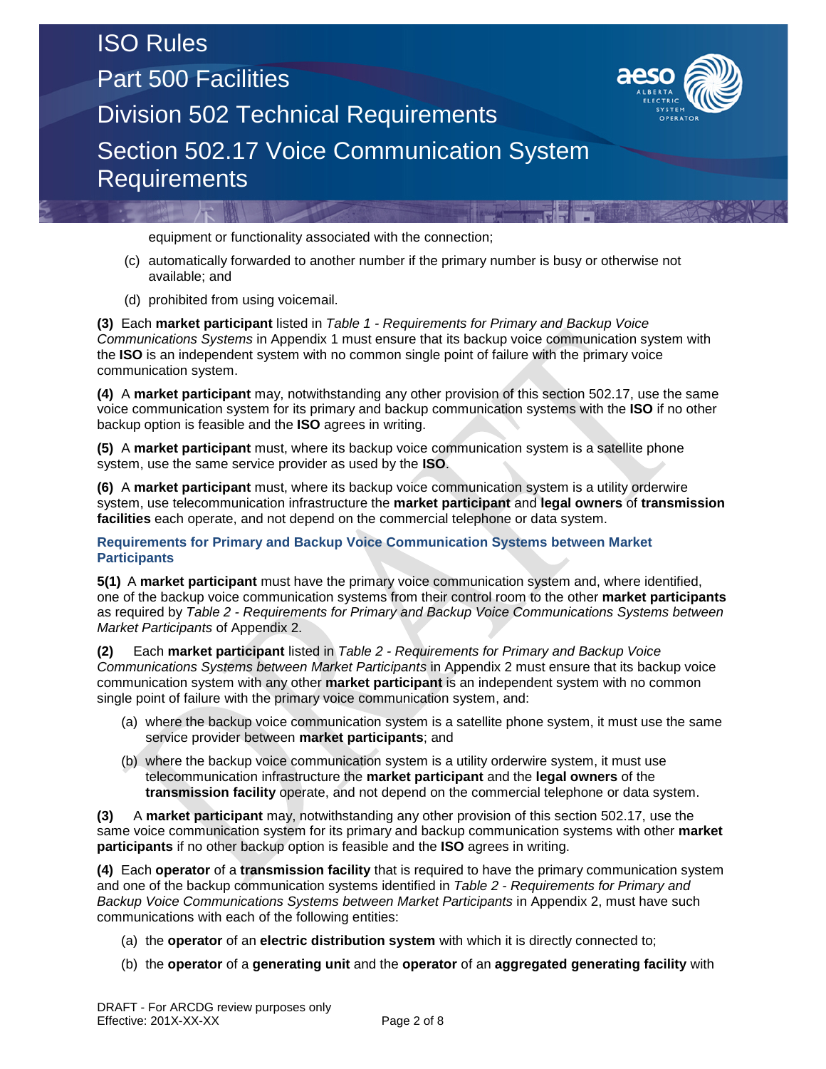equipment or functionality associated with the connection;

(c) automatically forwarded to another number if the primary number is busy or otherwise not available; and

(d) prohibited from using voicemail.

**(3)** Each **market participant** listed in *Table 1 - Requirements for Primary and Backup Voice Communications Systems* in Appendix 1 must ensure that its backup voice communication system with the **ISO** is an independent system with no common single point of failure with the primary voice communication system.

**(4)** A **market participant** may, notwithstanding any other provision of this section 502.17, use the same voice communication system for its primary and backup communication systems with the **ISO** if no other backup option is feasible and the **ISO** agrees in writing.

**(5)** A **market participant** must, where its backup voice communication system is a satellite phone system, use the same service provider as used by the **ISO**.

**(6)** A **market participant** must, where its backup voice communication system is a utility orderwire system, use telecommunication infrastructure the **market participant** and **legal owners** of **transmission facilities** each operate, and not depend on the commercial telephone or data system.

### Requirements for Primary and Backup Voice Communication Systems between Market Participants

**5(1)** A **market participant** must have the primary voice communication system and, where identified, one of the backup voice communication systems from their control room to the other **market participants** as required by *Table 2 - Requirements for Primary and Backup Voice Communications Systems between Market Participants* of Appendix 2.

**(2)** Each **market participant** listed in *Table 2 - Requirements for Primary and Backup Voice Communications Systems between Market Participants* in Appendix 2 must ensure that its backup voice communication system with any other **market participant** is an independent system with no common single point of failure with the primary voice communication system, and:

(a) where the backup voice communication system is a satellite phone system, it must use the same service provider between **market participants**; and

(b) where the backup voice communication system is a utility orderwire system, it must use telecommunication infrastructure the **market participant** and the **legal owners** of the **transmission facility** operate, and not depend on the commercial telephone or data system.

**(3)** A **market participant** may, notwithstanding any other provision of this section 502.17, use the same voice communication system for its primary and backup communication systems with other **market participants** if no other backup option is feasible and the **ISO** agrees in writing.

**(4)** Each **operator** of a **transmission facility** that is required to have the primary communication system and one of the backup communication systems identified in *Table 2 - Requirements for Primary and Backup Voice Communications Systems between Market Participants* in Appendix 2, must have such communications with each of the following entities:

(a) the **operator** of an **electric distribution system** with which it is directly connected to;

(b) the **operator** of a **generating unit** and the **operator** of an **aggregated generating facility** with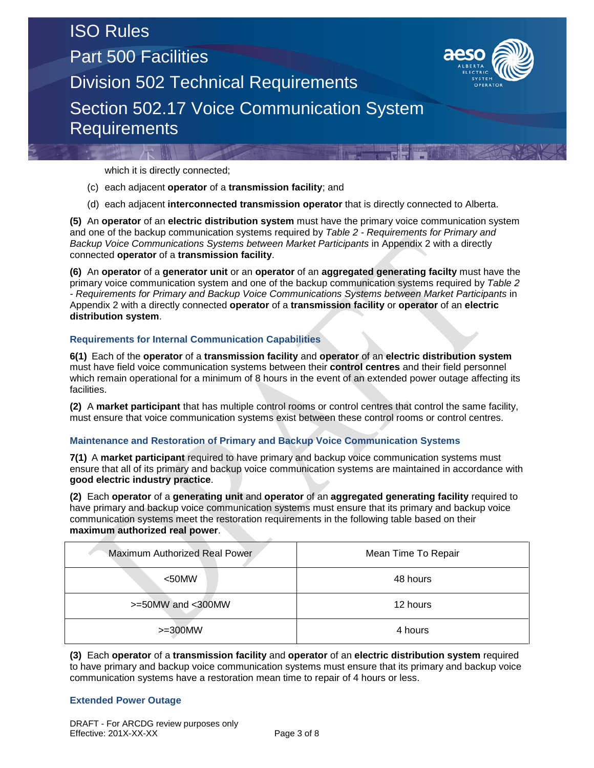which it is directly connected;

(c) each adjacent **operator** of a **transmission facility**; and

(d) each adjacent **interconnected transmission operator** that is directly connected to Alberta.

**(5)** An **operator** of an **electric distribution system** must have the primary voice communication system and one of the backup communication systems required by *Table 2 - Requirements for Primary and Backup Voice Communications Systems between Market Participants* in Appendix 2 with a directly connected **operator** of a **transmission facility**.

**(6)** An **operator** of a **generator unit** or an **operator** of an **aggregated generating facilty** must have the primary voice communication system and one of the backup communication systems required by *Table 2 - Requirements for Primary and Backup Voice Communications Systems between Market Participants* in Appendix 2 with a directly connected **operator** of a **transmission facility** or **operator** of an **electric distribution system**.

### Requirements for Internal Communication Capabilities

**6(1)** Each of the **operator** of a **transmission facility** and **operator** of an **electric distribution system** must have field voice communication systems between their **control centres** and their field personnel which remain operational for a minimum of 8 hours in the event of an extended power outage affecting its facilities.

**(2)** A **market participant** that has multiple control rooms or control centres that control the same facility, must ensure that voice communication systems exist between these control rooms or control centres.

### Maintenance and Restoration of Primary and Backup Voice Communication Systems

**7(1)** A **market participant** required to have primary and backup voice communication systems must ensure that all of its primary and backup voice communication systems are maintained in accordance with **good electric industry practice**.

**(2)** Each **operator** of a **generating unit** and **operator** of an **aggregated generating facility** required to have primary and backup voice communication systems must ensure that its primary and backup voice communication systems meet the restoration requirements in the following table based on their **maximum authorized real power**.

| Maximum Authorized Real Power | Mean Time To Repair |
|---|---|
| <50MW | 48 hours |
| >=50MW and <300MW | 12 hours |
| >=300MW | 4 hours |

**(3)** Each **operator** of a **transmission facility** and **operator** of an **electric distribution system** required to have primary and backup voice communication systems must ensure that its primary and backup voice communication systems have a restoration mean time to repair of 4 hours or less.

### Extended Power Outage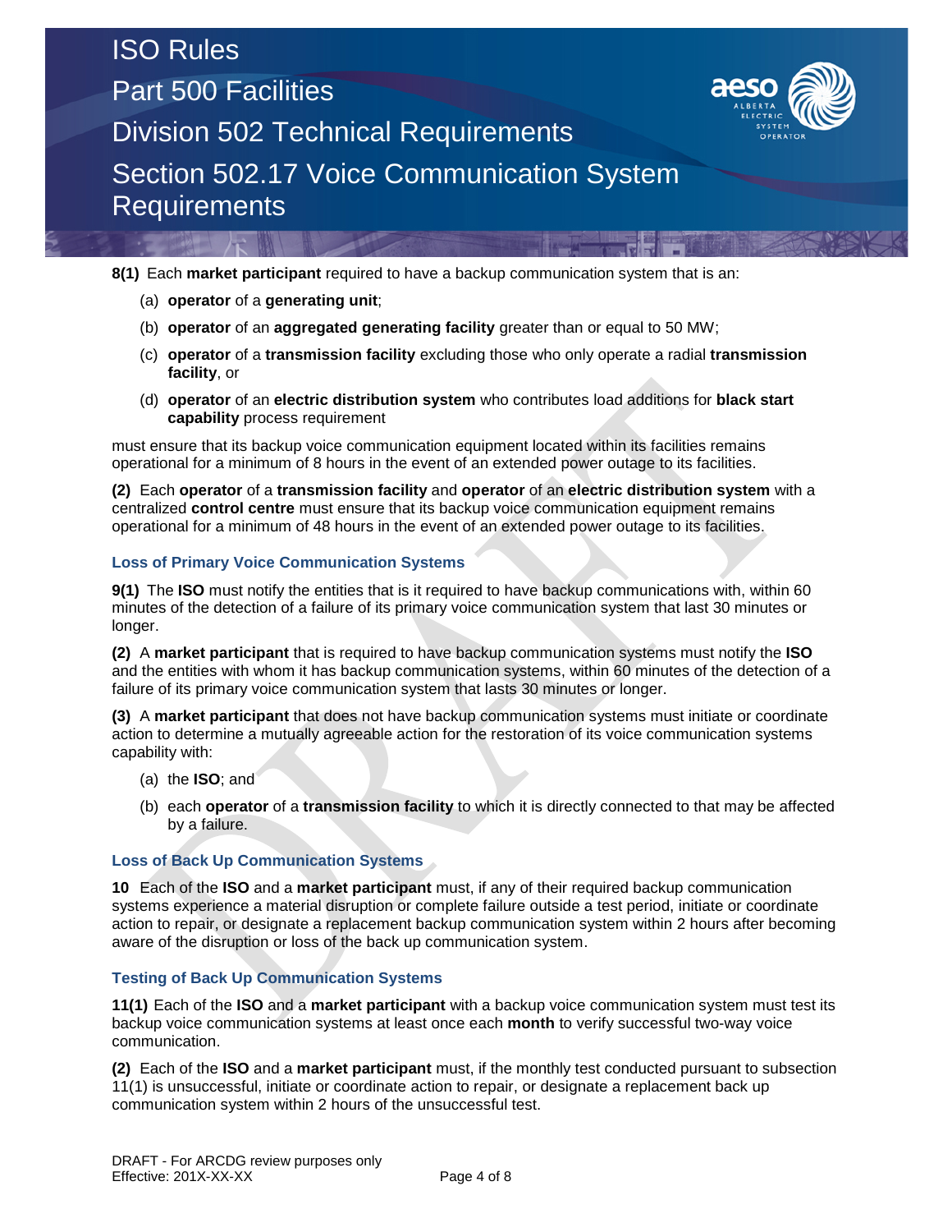**8(1)** Each **market participant** required to have a backup communication system that is an:

(a) **operator** of a **generating unit**;

(b) **operator** of an **aggregated generating facility** greater than or equal to 50 MW;

(c) **operator** of a **transmission facility** excluding those who only operate a radial **transmission facility**, or

(d) **operator** of an **electric distribution system** who contributes load additions for **black start capability** process requirement

must ensure that its backup voice communication equipment located within its facilities remains operational for a minimum of 8 hours in the event of an extended power outage to its facilities.

**(2)** Each **operator** of a **transmission facility** and **operator** of an **electric distribution system** with a centralized **control centre** must ensure that its backup voice communication equipment remains operational for a minimum of 48 hours in the event of an extended power outage to its facilities.

### Loss of Primary Voice Communication Systems

**9(1)** The **ISO** must notify the entities that is it required to have backup communications with, within 60 minutes of the detection of a failure of its primary voice communication system that last 30 minutes or longer.

**(2)** A **market participant** that is required to have backup communication systems must notify the **ISO** and the entities with whom it has backup communication systems, within 60 minutes of the detection of a failure of its primary voice communication system that lasts 30 minutes or longer.

**(3)** A **market participant** that does not have backup communication systems must initiate or coordinate action to determine a mutually agreeable action for the restoration of its voice communication systems capability with:

(a) the **ISO**; and

(b) each **operator** of a **transmission facility** to which it is directly connected to that may be affected by a failure.

### Loss of Back Up Communication Systems

**10** Each of the **ISO** and a **market participant** must, if any of their required backup communication systems experience a material disruption or complete failure outside a test period, initiate or coordinate action to repair, or designate a replacement backup communication system within 2 hours after becoming aware of the disruption or loss of the back up communication system.

### Testing of Back Up Communication Systems

**11(1)** Each of the **ISO** and a **market participant** with a backup voice communication system must test its backup voice communication systems at least once each **month** to verify successful two-way voice communication.

**(2)** Each of the **ISO** and a **market participant** must, if the monthly test conducted pursuant to subsection 11(1) is unsuccessful, initiate or coordinate action to repair, or designate a replacement back up communication system within 2 hours of the unsuccessful test.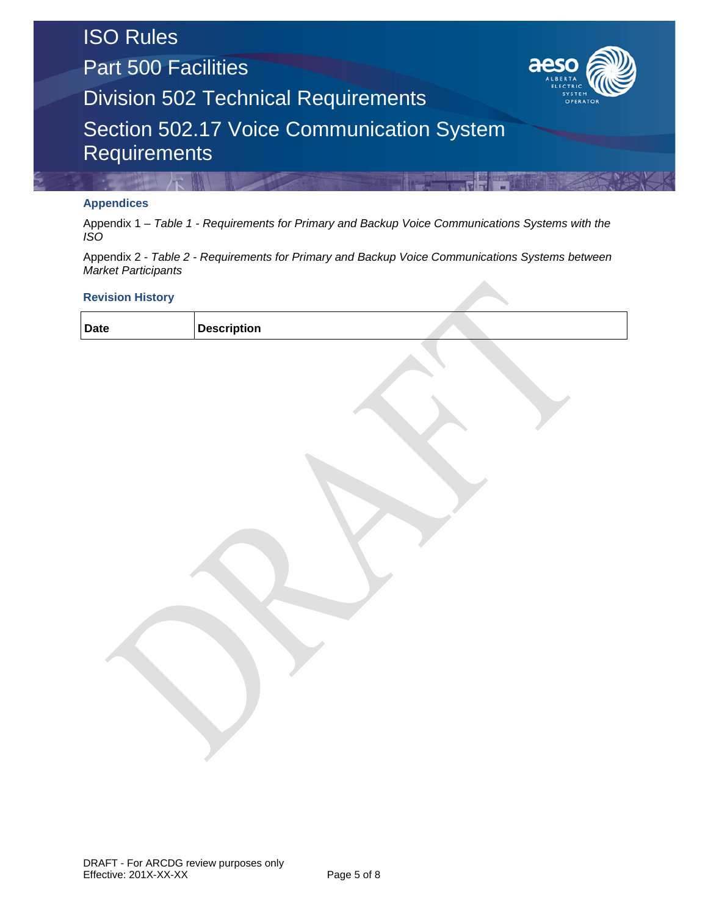### Appendices

Appendix 1 – *Table 1 - Requirements for Primary and Backup Voice Communications Systems with the ISO*

Appendix 2 - *Table 2 - Requirements for Primary and Backup Voice Communications Systems between Market Participants*

### Revision History

| Date | Description |
|---|---|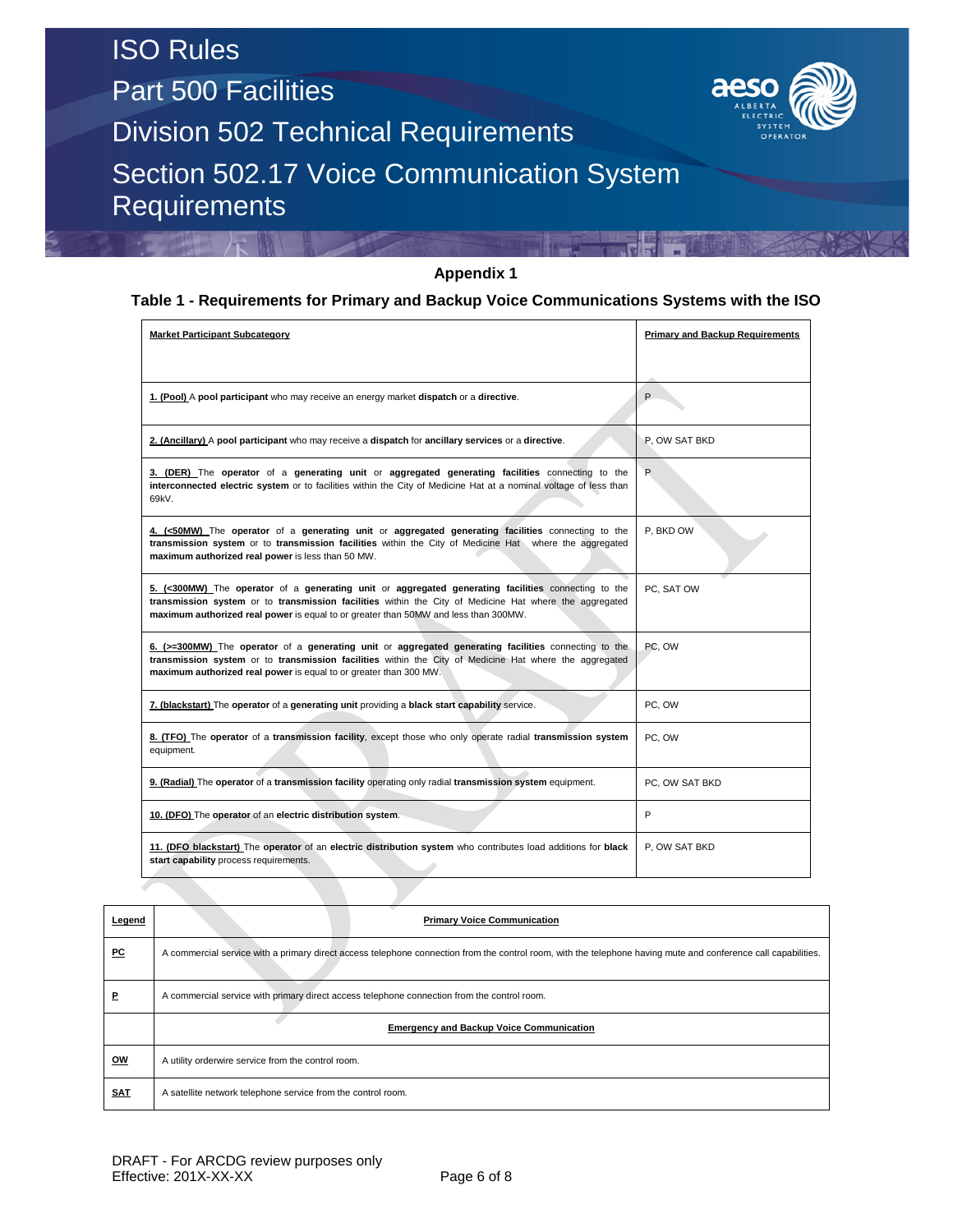## Appendix 1

### Table 1 - Requirements for Primary and Backup Voice Communications Systems with the ISO

| Market Participant Subcategory | Primary and Backup Requirements |
|---|---|
| 1. (Pool) A **pool participant** who may receive an energy market **dispatch** or a **directive**. | P |
| 2. (Ancillary) A **pool participant** who may receive a **dispatch** for **ancillary services** or a **directive**. | P, OW SAT BKD |
| 3. (DER) The **operator** of a **generating unit** or **aggregated generating facilities** connecting to the **interconnected electric system** or to facilities within the City of Medicine Hat at a nominal voltage of less than 69kV. | P |
| 4. (<50MW) The **operator** of a **generating unit** or **aggregated generating facilities** connecting to the **transmission system** or to **transmission facilities** within the City of Medicine Hat where the aggregated **maximum authorized real power** is less than 50 MW. | P, BKD OW |
| 5. (<300MW) The **operator** of a **generating unit** or **aggregated generating facilities** connecting to the **transmission system** or to **transmission facilities** within the City of Medicine Hat where the aggregated **maximum authorized real power** is equal to or greater than 50MW and less than 300MW. | PC, SAT OW |
| 6. (>=300MW) The **operator** of a **generating unit** or **aggregated generating facilities** connecting to the **transmission system** or to **transmission facilities** within the City of Medicine Hat where the aggregated **maximum authorized real power** is equal to or greater than 300 MW. | PC, OW |
| 7. (blackstart) The **operator** of a **generating unit** providing a **black start capability** service. | PC, OW |
| 8. (TFO) The **operator** of a **transmission facility**, except those who only operate radial **transmission system** equipment. | PC, OW |
| 9. (Radial) The **operator** of a **transmission facility** operating only radial **transmission system** equipment. | PC, OW SAT BKD |
| 10. (DFO) The **operator** of an **electric distribution system**. | P |
| 11. (DFO blackstart) The **operator** of an **electric distribution system** who contributes load additions for **black start capability** process requirements. | P, OW SAT BKD |

| Legend | Primary Voice Communication |
|---|---|
| **PC** | A commercial service with a primary direct access telephone connection from the control room, with the telephone having mute and conference call capabilities. |
| **P** | A commercial service with primary direct access telephone connection from the control room. |
| | **Emergency and Backup Voice Communication** |
| **OW** | A utility orderwire service from the control room. |
| **SAT** | A satellite network telephone service from the control room. |

DRAFT - For ARCDG review purposes only
Effective: 201X-XX-XX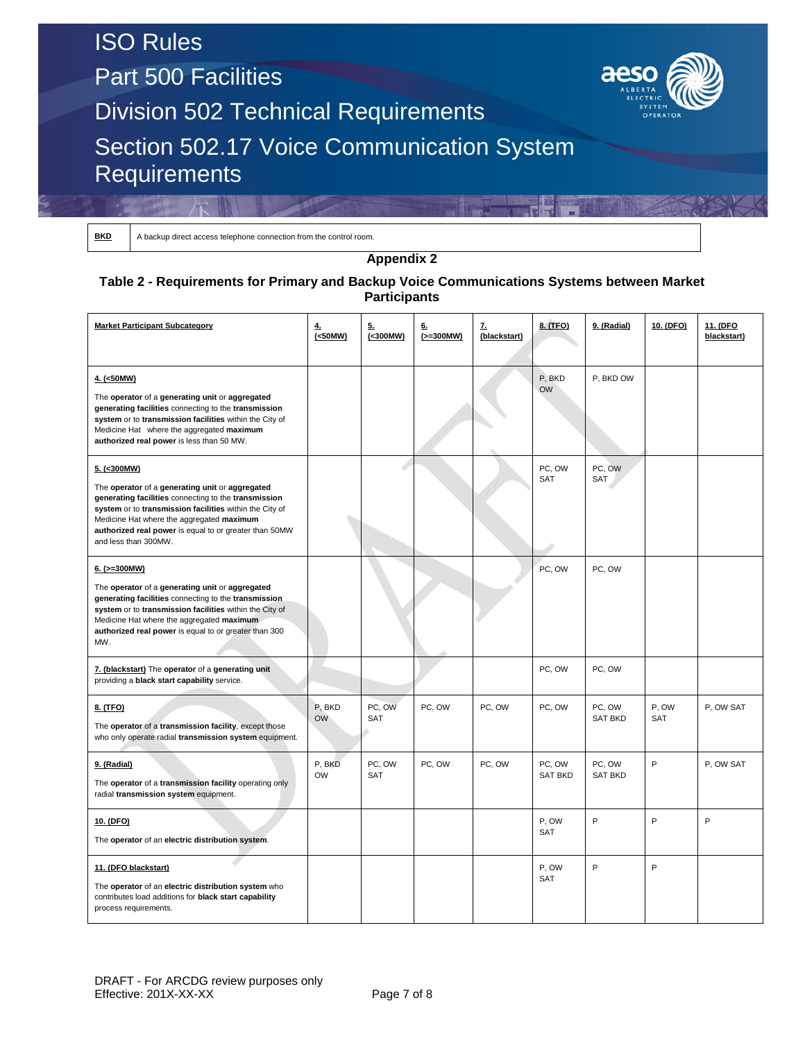| BKD | A backup direct access telephone connection from the control room. |
|---|---|

## Appendix 2

### Table 2 - Requirements for Primary and Backup Voice Communications Systems between Market Participants

| Market Participant Subcategory | 4. (<50MW) | 5. (<300MW) | 6. (>=300MW) | 7. (blackstart) | 8. (TFO) | 9. (Radial) | 10. (DFO) | 11. (DFO blackstart) |
|---|---|---|---|---|---|---|---|---|
| **4. (<50MW)** The **operator** of a **generating unit** or **aggregated generating facilities** connecting to the **transmission system** or to **transmission facilities** within the City of Medicine Hat where the aggregated **maximum authorized real power** is less than 50 MW. | | | | | P, BKD OW | P, BKD OW | | |
| **5. (<300MW)** The **operator** of a **generating unit** or **aggregated generating facilities** connecting to the **transmission system** or to **transmission facilities** within the City of Medicine Hat where the aggregated **maximum authorized real power** is equal to or greater than 50MW and less than 300MW. | | | | | PC, OW SAT | PC, OW SAT | | |
| **6. (>=300MW)** The **operator** of a **generating unit** or **aggregated generating facilities** connecting to the **transmission system** or to **transmission facilities** within the City of Medicine Hat where the aggregated **maximum authorized real power** is equal to or greater than 300 MW. | | | | | PC, OW | PC, OW | | |
| **7. (blackstart)** The **operator** of a **generating unit** providing a **black start capability** service. | | | | | PC, OW | PC, OW | | |
| **8. (TFO)** The **operator** of a **transmission facility**, except those who only operate radial **transmission system** equipment. | P, BKD OW | PC, OW SAT | PC, OW | PC, OW | PC, OW | PC, OW SAT BKD | P, OW SAT | P, OW SAT |
| **9. (Radial)** The **operator** of a **transmission facility** operating only radial **transmission system** equipment. | P, BKD OW | PC, OW SAT | PC, OW | PC, OW | PC, OW SAT BKD | PC, OW SAT BKD | P | P, OW SAT |
| **10. (DFO)** The **operator** of an **electric distribution system**. | | | | | P, OW SAT | P | P | P |
| **11. (DFO blackstart)** The **operator** of an **electric distribution system** who contributes load additions for **black start capability** process requirements. | | | | | P, OW SAT | P | P | |

DRAFT - For ARCDG review purposes only
Effective: 201X-XX-XX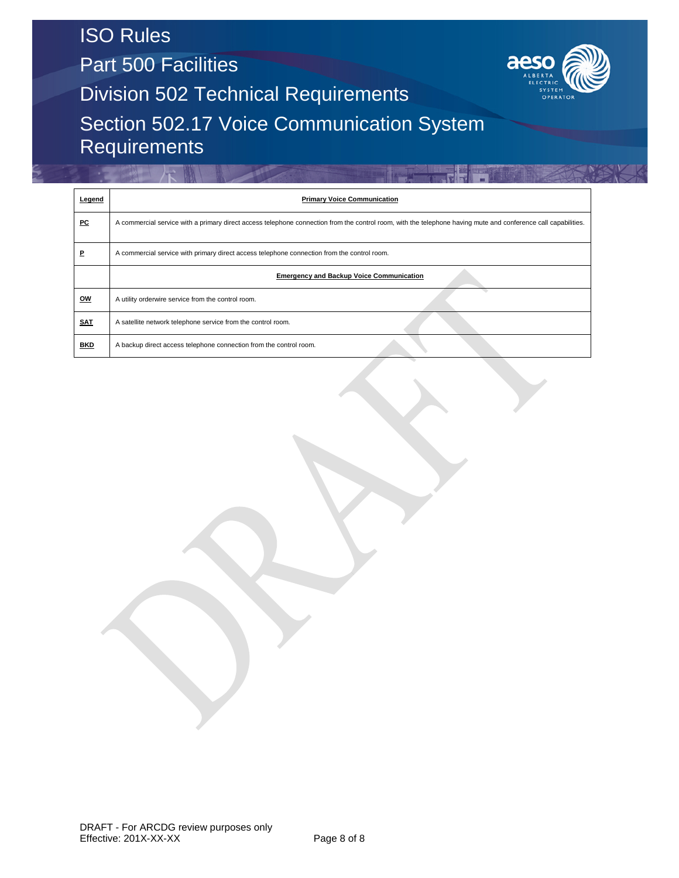| Legend | Primary Voice Communication |
| --- | --- |
| PC | A commercial service with a primary direct access telephone connection from the control room, with the telephone having mute and conference call capabilities. |
| P | A commercial service with primary direct access telephone connection from the control room. |
| | **Emergency and Backup Voice Communication** |
| OW | A utility orderwire service from the control room. |
| SAT | A satellite network telephone service from the control room. |
| BKD | A backup direct access telephone connection from the control room. |